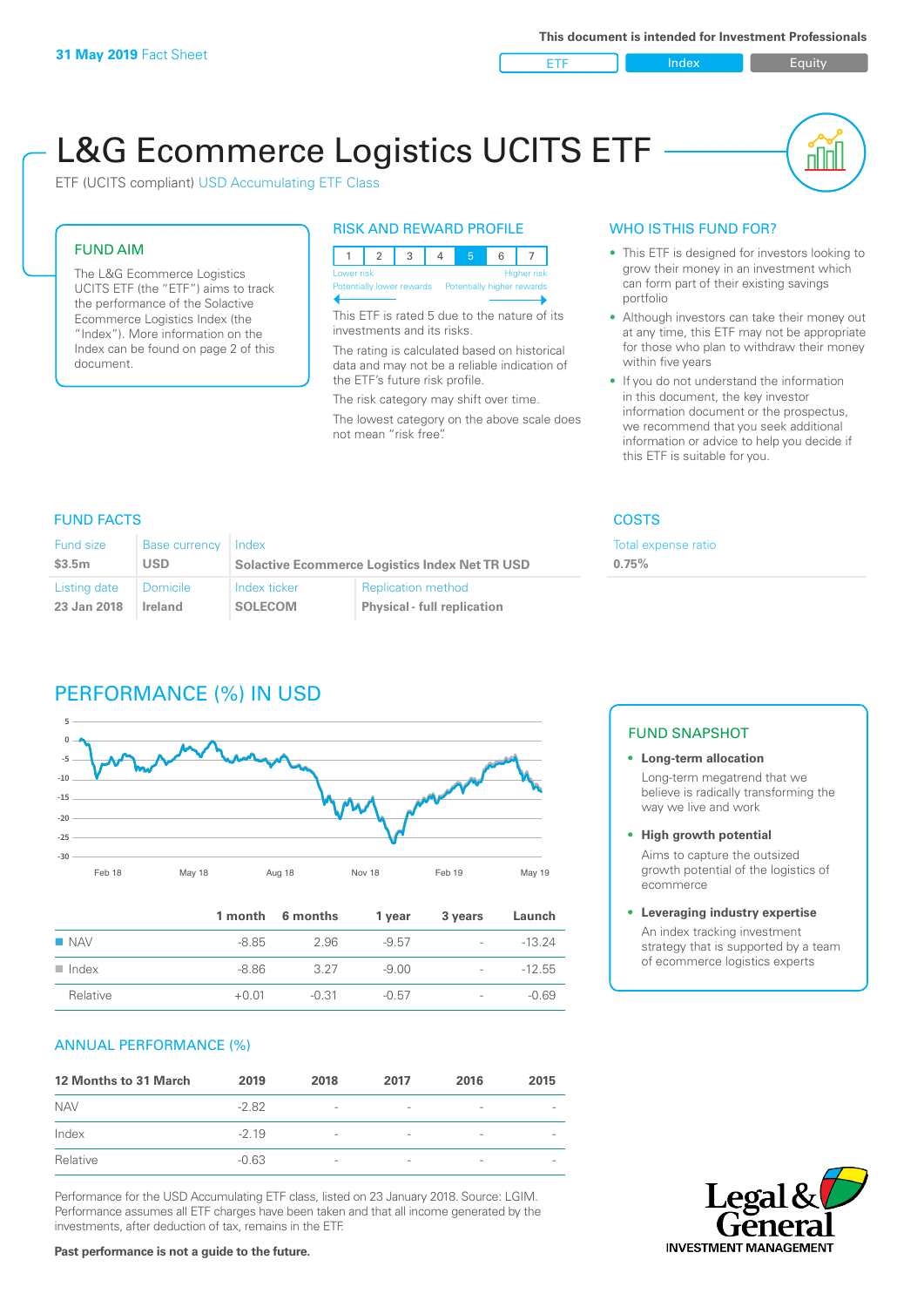**31 May 2019** Fact Sheet

**This document is intended for Investment Professionals**

ETF | Index | Equity

# L&G Ecommerce Logistics UCITS ETF

ETF (UCITS compliant) USD Accumulating ETF Class

## FUND AIM

The L&G Ecommerce Logistics UCITS ETF (the "ETF") aims to track the performance of the Solactive Ecommerce Logistics Index (the "Index"). More information on the Index can be found on page 2 of this document.

## RISK AND REWARD PROFILE

| 1 | 2 | 3 | 4 | 5 | 6 | 7 |
|---|---|---|---|---|---|---|

Lower risk — Higher risk
Potentially lower rewards — Potentially higher rewards

This ETF is rated 5 due to the nature of its investments and its risks.

The rating is calculated based on historical data and may not be a reliable indication of the ETF's future risk profile.

The risk category may shift over time.

The lowest category on the above scale does not mean "risk free".

## WHO IS THIS FUND FOR?

- This ETF is designed for investors looking to grow their money in an investment which can form part of their existing savings portfolio
- Although investors can take their money out at any time, this ETF may not be appropriate for those who plan to withdraw their money within five years
- If you do not understand the information in this document, the key investor information document or the prospectus, we recommend that you seek additional information or advice to help you decide if this ETF is suitable for you.

## FUND FACTS

| Fund size | Base currency | Index | |
|---|---|---|---|
| $3.5m | USD | Solactive Ecommerce Logistics Index Net TR USD | |
| **Listing date** | **Domicile** | **Index ticker** | **Replication method** |
| 23 Jan 2018 | Ireland | SOLECOM | Physical - full replication |

## COSTS

| Total expense ratio |
|---|
| 0.75% |

## PERFORMANCE (%) IN USD

| | 1 month | 6 months | 1 year | 3 years | Launch |
|---|---|---|---|---|---|
| NAV | -8.85 | 2.96 | -9.57 | - | -13.24 |
| Index | -8.86 | 3.27 | -9.00 | - | -12.55 |
| Relative | +0.01 | -0.31 | -0.57 | - | -0.69 |

## FUND SNAPSHOT

- **Long-term allocation**
  Long-term megatrend that we believe is radically transforming the way we live and work
- **High growth potential**
  Aims to capture the outsized growth potential of the logistics of ecommerce
- **Leveraging industry expertise**
  An index tracking investment strategy that is supported by a team of ecommerce logistics experts

## ANNUAL PERFORMANCE (%)

| 12 Months to 31 March | 2019 | 2018 | 2017 | 2016 | 2015 |
|---|---|---|---|---|---|
| NAV | -2.82 | - | - | - | - |
| Index | -2.19 | - | - | - | - |
| Relative | -0.63 | - | - | - | - |

Performance for the USD Accumulating ETF class, listed on 23 January 2018. Source: LGIM. Performance assumes all ETF charges have been taken and that all income generated by the investments, after deduction of tax, remains in the ETF.

**Past performance is not a guide to the future.**

Legal & General INVESTMENT MANAGEMENT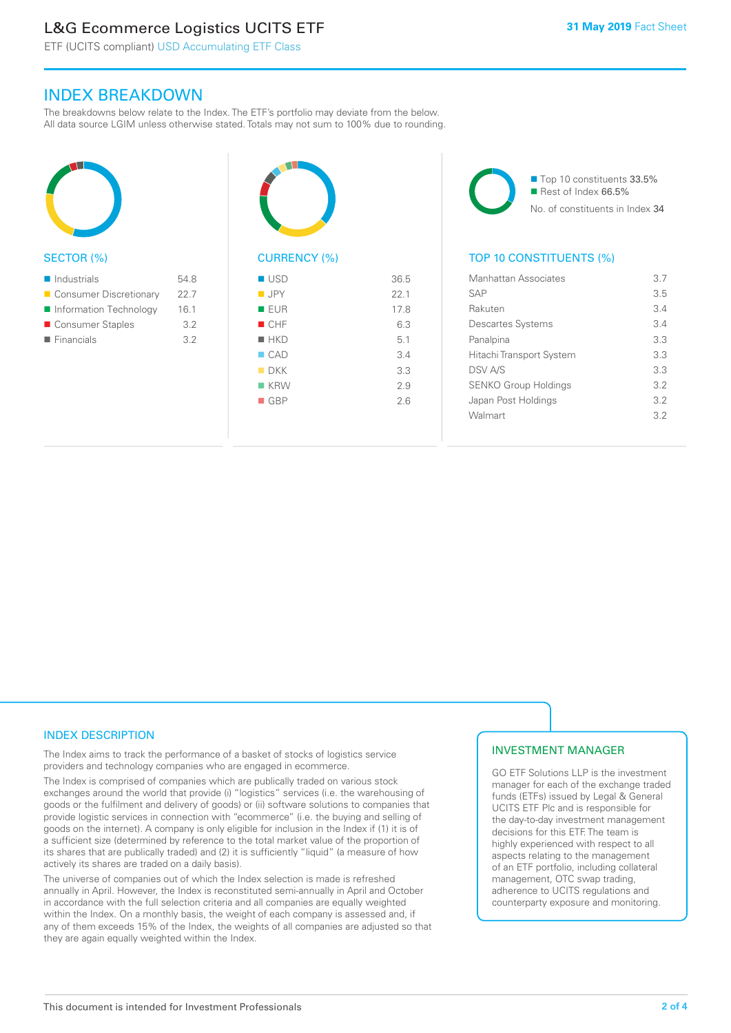# INDEX BREAKDOWN

The breakdowns below relate to the Index. The ETF's portfolio may deviate from the below. All data source LGIM unless otherwise stated. Totals may not sum to 100% due to rounding.

## SECTOR (%)

| Sector | % |
|---|---|
| Industrials | 54.8 |
| Consumer Discretionary | 22.7 |
| Information Technology | 16.1 |
| Consumer Staples | 3.2 |
| Financials | 3.2 |

## CURRENCY (%)

| Currency | % |
|---|---|
| USD | 36.5 |
| JPY | 22.1 |
| EUR | 17.8 |
| CHF | 6.3 |
| HKD | 5.1 |
| CAD | 3.4 |
| DKK | 3.3 |
| KRW | 2.9 |
| GBP | 2.6 |

- Top 10 constituents 33.5%
- Rest of Index 66.5%

No. of constituents in Index 34

## TOP 10 CONSTITUENTS (%)

| Constituent | % |
|---|---|
| Manhattan Associates | 3.7 |
| SAP | 3.5 |
| Rakuten | 3.4 |
| Descartes Systems | 3.4 |
| Panalpina | 3.3 |
| Hitachi Transport System | 3.3 |
| DSV A/S | 3.3 |
| SENKO Group Holdings | 3.2 |
| Japan Post Holdings | 3.2 |
| Walmart | 3.2 |

## INDEX DESCRIPTION

The Index aims to track the performance of a basket of stocks of logistics service providers and technology companies who are engaged in ecommerce.

The Index is comprised of companies which are publically traded on various stock exchanges around the world that provide (i) "logistics" services (i.e. the warehousing of goods or the fulfilment and delivery of goods) or (ii) software solutions to companies that provide logistic services in connection with "ecommerce" (i.e. the buying and selling of goods on the internet). A company is only eligible for inclusion in the Index if (1) it is of a sufficient size (determined by reference to the total market value of the proportion of its shares that are publically traded) and (2) it is sufficiently "liquid" (a measure of how actively its shares are traded on a daily basis).

The universe of companies out of which the Index selection is made is refreshed annually in April. However, the Index is reconstituted semi-annually in April and October in accordance with the full selection criteria and all companies are equally weighted within the Index. On a monthly basis, the weight of each company is assessed and, if any of them exceeds 15% of the Index, the weights of all companies are adjusted so that they are again equally weighted within the Index.

## INVESTMENT MANAGER

GO ETF Solutions LLP is the investment manager for each of the exchange traded funds (ETFs) issued by Legal & General UCITS ETF Plc and is responsible for the day-to-day investment management decisions for this ETF. The team is highly experienced with respect to all aspects relating to the management of an ETF portfolio, including collateral management, OTC swap trading, adherence to UCITS regulations and counterparty exposure and monitoring.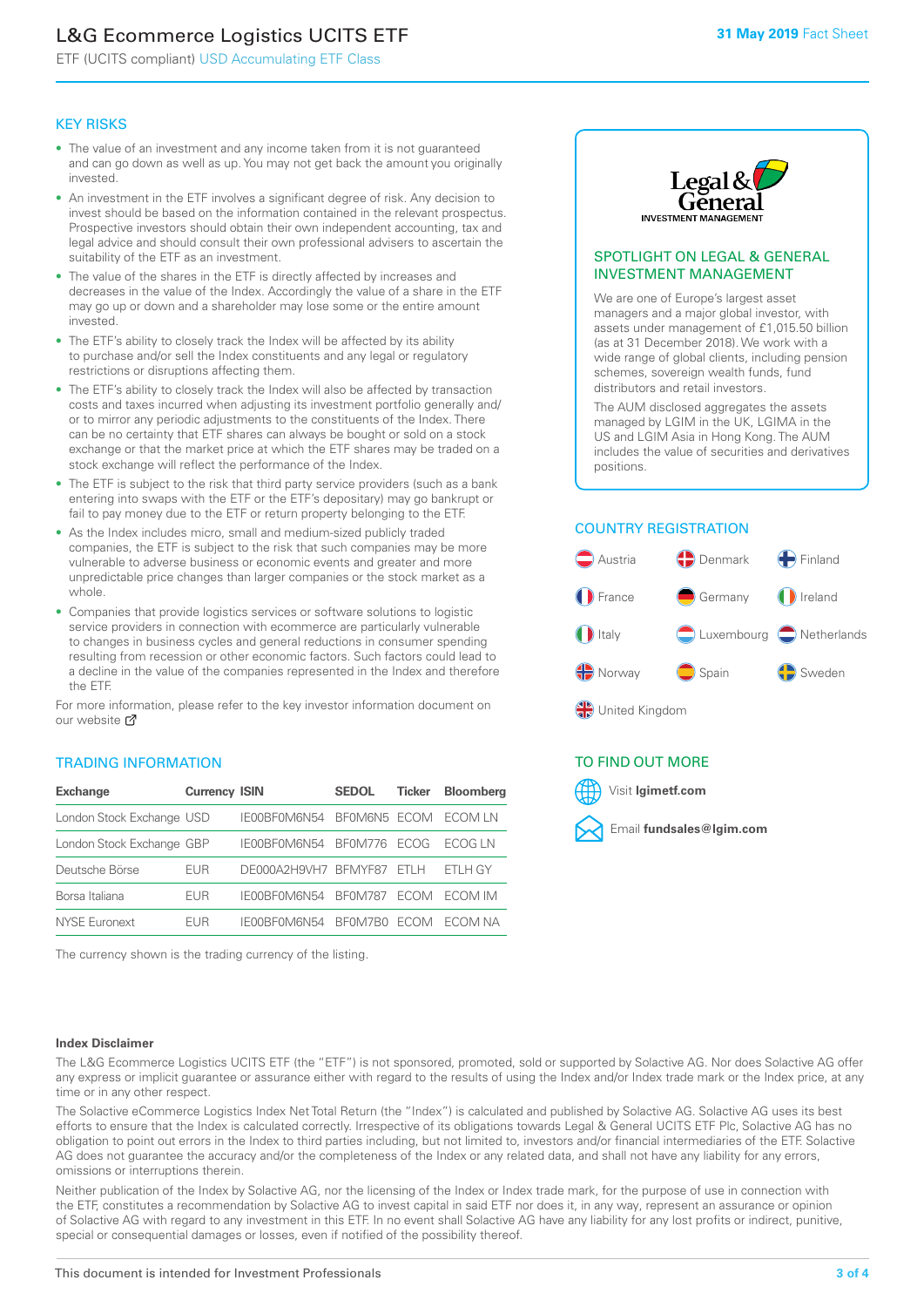# L&G Ecommerce Logistics UCITS ETF

ETF (UCITS compliant) USD Accumulating ETF Class

31 May 2019 Fact Sheet

## KEY RISKS

- The value of an investment and any income taken from it is not guaranteed and can go down as well as up. You may not get back the amount you originally invested.
- An investment in the ETF involves a significant degree of risk. Any decision to invest should be based on the information contained in the relevant prospectus. Prospective investors should obtain their own independent accounting, tax and legal advice and should consult their own professional advisers to ascertain the suitability of the ETF as an investment.
- The value of the shares in the ETF is directly affected by increases and decreases in the value of the Index. Accordingly the value of a share in the ETF may go up or down and a shareholder may lose some or the entire amount invested.
- The ETF's ability to closely track the Index will be affected by its ability to purchase and/or sell the Index constituents and any legal or regulatory restrictions or disruptions affecting them.
- The ETF's ability to closely track the Index will also be affected by transaction costs and taxes incurred when adjusting its investment portfolio generally and/or to mirror any periodic adjustments to the constituents of the Index. There can be no certainty that ETF shares can always be bought or sold on a stock exchange or that the market price at which the ETF shares may be traded on a stock exchange will reflect the performance of the Index.
- The ETF is subject to the risk that third party service providers (such as a bank entering into swaps with the ETF or the ETF's depositary) may go bankrupt or fail to pay money due to the ETF or return property belonging to the ETF.
- As the Index includes micro, small and medium-sized publicly traded companies, the ETF is subject to the risk that such companies may be more vulnerable to adverse business or economic events and greater and more unpredictable price changes than larger companies or the stock market as a whole.
- Companies that provide logistics services or software solutions to logistic service providers in connection with ecommerce are particularly vulnerable to changes in business cycles and general reductions in consumer spending resulting from recession or other economic factors. Such factors could lead to a decline in the value of the companies represented in the Index and therefore the ETF.

For more information, please refer to the key investor information document on our website

## TRADING INFORMATION

| Exchange | Currency | ISIN | SEDOL | Ticker | Bloomberg |
|---|---|---|---|---|---|
| London Stock Exchange | USD | IE00BF0M6N54 | BF0M6N5 | ECOM | ECOM LN |
| London Stock Exchange | GBP | IE00BF0M6N54 | BF0M776 | ECOG | ECOG LN |
| Deutsche Börse | EUR | DE000A2H9VH7 | BFMYF87 | ETLH | ETLH GY |
| Borsa Italiana | EUR | IE00BF0M6N54 | BF0M787 | ECOM | ECOM IM |
| NYSE Euronext | EUR | IE00BF0M6N54 | BF0M7B0 | ECOM | ECOM NA |

The currency shown is the trading currency of the listing.

## SPOTLIGHT ON LEGAL & GENERAL INVESTMENT MANAGEMENT

We are one of Europe's largest asset managers and a major global investor, with assets under management of £1,015.50 billion (as at 31 December 2018). We work with a wide range of global clients, including pension schemes, sovereign wealth funds, fund distributors and retail investors.

The AUM disclosed aggregates the assets managed by LGIM in the UK, LGIMA in the US and LGIM Asia in Hong Kong. The AUM includes the value of securities and derivatives positions.

## COUNTRY REGISTRATION

- Austria
- Denmark
- Finland
- France
- Germany
- Ireland
- Italy
- Luxembourg
- Netherlands
- Norway
- Spain
- Sweden
- United Kingdom

## TO FIND OUT MORE

Visit **lgimetf.com**

Email **fundsales@lgim.com**

### Index Disclaimer

The L&G Ecommerce Logistics UCITS ETF (the "ETF") is not sponsored, promoted, sold or supported by Solactive AG. Nor does Solactive AG offer any express or implicit guarantee or assurance either with regard to the results of using the Index and/or Index trade mark or the Index price, at any time or in any other respect.

The Solactive eCommerce Logistics Index Net Total Return (the "Index") is calculated and published by Solactive AG. Solactive AG uses its best efforts to ensure that the Index is calculated correctly. Irrespective of its obligations towards Legal & General UCITS ETF Plc, Solactive AG has no obligation to point out errors in the Index to third parties including, but not limited to, investors and/or financial intermediaries of the ETF. Solactive AG does not guarantee the accuracy and/or the completeness of the Index or any related data, and shall not have any liability for any errors, omissions or interruptions therein.

Neither publication of the Index by Solactive AG, nor the licensing of the Index or Index trade mark, for the purpose of use in connection with the ETF, constitutes a recommendation by Solactive AG to invest capital in said ETF nor does it, in any way, represent an assurance or opinion of Solactive AG with regard to any investment in this ETF. In no event shall Solactive AG have any liability for any lost profits or indirect, punitive, special or consequential damages or losses, even if notified of the possibility thereof.

This document is intended for Investment Professionals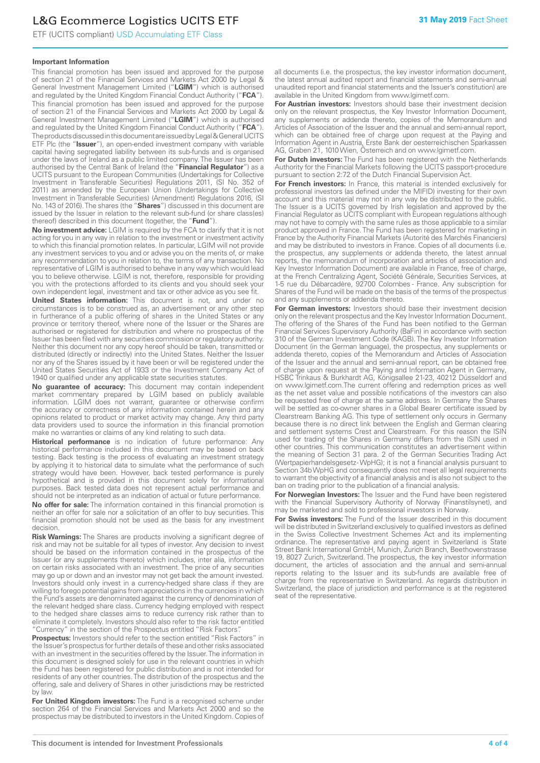## Important Information

This financial promotion has been issued and approved for the purpose of section 21 of the Financial Services and Markets Act 2000 by Legal & General Investment Management Limited ("**LGIM**") which is authorised and regulated by the United Kingdom Financial Conduct Authority ("**FCA**"). This financial promotion has been issued and approved for the purpose of section 21 of the Financial Services and Markets Act 2000 by Legal & General Investment Management Limited ("**LGIM**") which is authorised and regulated by the United Kingdom Financial Conduct Authority ("**FCA**"). The products discussed in this document are issued by Legal & General UCITS ETF Plc (the "**Issuer**"), an open-ended investment company with variable capital having segregated liability between its sub-funds and is organised under the laws of Ireland as a public limited company. The Issuer has been authorised by the Central Bank of Ireland (the "**Financial Regulator**") as a UCITS pursuant to the European Communities (Undertakings for Collective Investment in Transferable Securities) Regulations 2011, (SI No. 352 of 2011) as amended by the European Union (Undertakings for Collective Investment in Transferable Securities) (Amendment) Regulations 2016, (SI No. 143 of 2016). The shares (the "**Shares**") discussed in this document are issued by the Issuer in relation to the relevant sub-fund (or share class(es) thereof) described in this document (together, the "**Fund**").

**No investment advice:** LGIM is required by the FCA to clarify that it is not acting for you in any way in relation to the investment or investment activity to which this financial promotion relates. In particular, LGIM will not provide any investment services to you and or advise you on the merits of, or make any recommendation to you in relation to, the terms of any transaction. No representative of LGIM is authorised to behave in any way which would lead you to believe otherwise. LGIM is not, therefore, responsible for providing you with the protections afforded to its clients and you should seek your own independent legal, investment and tax or other advice as you see fit.

**United States information:** This document is not, and under no circumstances is to be construed as, an advertisement or any other step in furtherance of a public offering of shares in the United States or any province or territory thereof, where none of the Issuer or the Shares are authorised or registered for distribution and where no prospectus of the Issuer has been filed with any securities commission or regulatory authority. Neither this document nor any copy hereof should be taken, transmitted or distributed (directly or indirectly) into the United States. Neither the Issuer nor any of the Shares issued by it have been or will be registered under the United States Securities Act of 1933 or the Investment Company Act of 1940 or qualified under any applicable state securities statutes.

**No guarantee of accuracy:** This document may contain independent market commentary prepared by LGIM based on publicly available information. LGIM does not warrant, guarantee or otherwise confirm the accuracy or correctness of any information contained herein and any opinions related to product or market activity may change. Any third party data providers used to source the information in this financial promotion make no warranties or claims of any kind relating to such data.

**Historical performance** is no indication of future performance: Any historical performance included in this document may be based on back testing. Back testing is the process of evaluating an investment strategy by applying it to historical data to simulate what the performance of such strategy would have been. However, back tested performance is purely hypothetical and is provided in this document solely for informational purposes. Back tested data does not represent actual performance and should not be interpreted as an indication of actual or future performance.

**No offer for sale:** The information contained in this financial promotion is neither an offer for sale nor a solicitation of an offer to buy securities. This financial promotion should not be used as the basis for any investment decision.

**Risk Warnings:** The Shares are products involving a significant degree of risk and may not be suitable for all types of investor. Any decision to invest should be based on the information contained in the prospectus of the Issuer (or any supplements thereto) which includes, inter alia, information on certain risks associated with an investment. The price of any securities may go up or down and an investor may not get back the amount invested. Investors should only invest in a currency-hedged share class if they are willing to forego potential gains from appreciations in the currencies in which the Fund's assets are denominated against the currency of denomination of the relevant hedged share class. Currency hedging employed with respect to the hedged share classes aims to reduce currency risk rather than to eliminate it completely. Investors should also refer to the risk factor entitled "Currency" in the section of the Prospectus entitled "Risk Factors".

**Prospectus:** Investors should refer to the section entitled "Risk Factors" in the Issuer's prospectus for further details of these and other risks associated with an investment in the securities offered by the Issuer. The information in this document is designed solely for use in the relevant countries in which the Fund has been registered for public distribution and is not intended for residents of any other countries. The distribution of the prospectus and the offering, sale and delivery of Shares in other jurisdictions may be restricted by law.

**For United Kingdom investors:** The Fund is a recognised scheme under section 264 of the Financial Services and Markets Act 2000 and so the prospectus may be distributed to investors in the United Kingdom. Copies of all documents (i.e. the prospectus, the key investor information document, the latest annual audited report and financial statements and semi-annual unaudited report and financial statements and the Issuer's constitution) are available in the United Kingdom from www.lgimetf.com.

**For Austrian investors:** Investors should base their investment decision only on the relevant prospectus, the Key Investor Information Document, any supplements or addenda thereto, copies of the Memorandum and Articles of Association of the Issuer and the annual and semi-annual report, which can be obtained free of charge upon request at the Paying and Information Agent in Austria, Erste Bank der oesterreichischen Sparkassen AG, Graben 21, 1010 Wien, Österreich and on www.lgimetf.com.

**For Dutch investors:** The Fund has been registered with the Netherlands Authority for the Financial Markets following the UCITS passport-procedure pursuant to section 2:72 of the Dutch Financial Supervision Act.

**For French investors:** In France, this material is intended exclusively for professional investors (as defined under the MIFID) investing for their own account and this material may not in any way be distributed to the public. The Issuer is a UCITS governed by Irish legislation and approved by the Financial Regulator as UCITS compliant with European regulations although may not have to comply with the same rules as those applicable to a similar product approved in France. The Fund has been registered for marketing in France by the Authority Financial Markets (Autorité des Marchés Financiers) and may be distributed to investors in France. Copies of all documents (i.e. the prospectus, any supplements or addenda thereto, the latest annual reports, the memorandum of incorporation and articles of association and Key Investor Information Document) are available in France, free of charge, at the French Centralizing Agent, Société Générale, Securities Services, at 1-5 rue du Débarcadère, 92700 Colombes - France. Any subscription for Shares of the Fund will be made on the basis of the terms of the prospectus and any supplements or addenda thereto.

**For German investors:** Investors should base their investment decision only on the relevant prospectus and the Key Investor Information Document. The offering of the Shares of the Fund has been notified to the German Financial Services Supervisory Authority (BaFin) in accordance with section 310 of the German Investment Code (KAGB). The Key Investor Information Document (in the German language), the prospectus, any supplements or addenda thereto, copies of the Memorandum and Articles of Association of the Issuer and the annual and semi-annual report, can be obtained free of charge upon request at the Paying and Information Agent in Germany, HSBC Trinkaus & Burkhardt AG, Königsallee 21-23, 40212 Düsseldorf and on www.lgimetf.com.The current offering and redemption prices as well as the net asset value and possible notifications of the investors can also be requested free of charge at the same address. In Germany the Shares will be settled as co-owner shares in a Global Bearer certificate issued by Clearstream Banking AG. This type of settlement only occurs in Germany because there is no direct link between the English and German clearing and settlement systems Crest and Clearstream. For this reason the ISIN used for trading of the Shares in Germany differs from the ISIN used in other countries. This communication constitutes an advertisement within the meaning of Section 31 para. 2 of the German Securities Trading Act (Wertpapierhandelsgesetz - WpHG); it is not a financial analysis pursuant to Section 34b WpHG and consequently does not meet all legal requirements to warrant the objectivity of a financial analysis and is also not subject to the ban on trading prior to the publication of a financial analysis.

**For Norwegian Investors:** The Issuer and the Fund have been registered with the Financial Supervisory Authority of Norway (Finanstilsynet), and may be marketed and sold to professional investors in Norway.

**For Swiss investors:** The Fund of the Issuer described in this document will be distributed in Switzerland exclusively to qualified investors as defined in the Swiss Collective Investment Schemes Act and its implementing ordinance. The representative and paying agent in Switzerland is State Street Bank International GmbH, Munich, Zurich Branch, Beethovenstrasse 19, 8027 Zurich, Switzerland. The prospectus, the key investor information document, the articles of association and the annual and semi-annual reports relating to the Issuer and its sub-funds are available free of charge from the representative in Switzerland. As regards distribution in Switzerland, the place of jurisdiction and performance is at the registered seat of the representative.